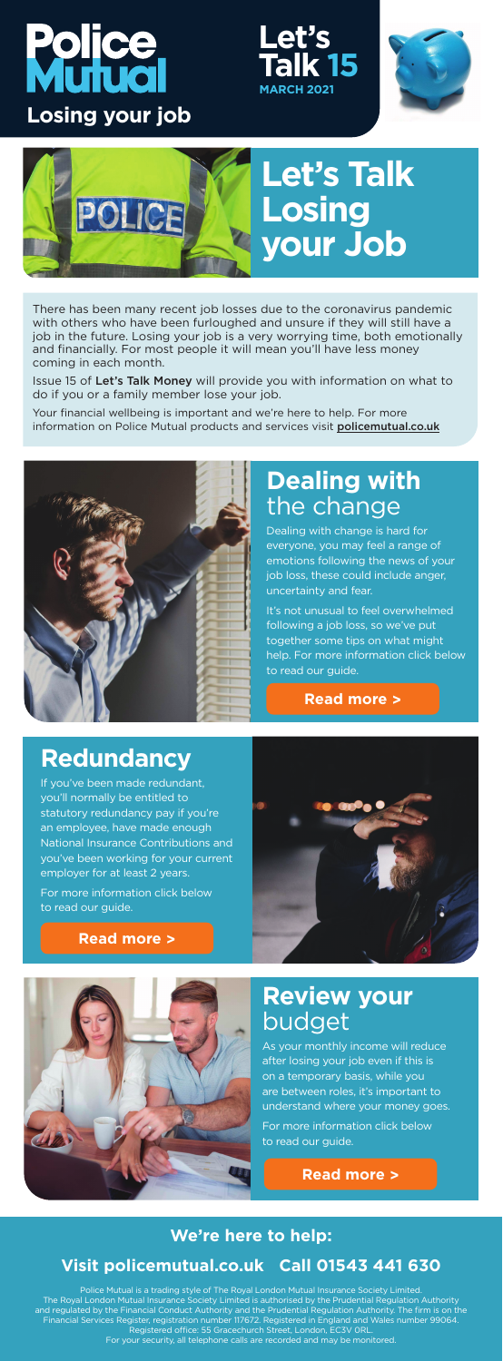# Police Mutual

**Losing your job**

**Let's Talk 15**
MARCH 2021

# Let's Talk Losing your Job

There has been many recent job losses due to the coronavirus pandemic with others who have been furloughed and unsure if they will still have a job in the future. Losing your job is a very worrying time, both emotionally and financially. For most people it will mean you'll have less money coming in each month.

Issue 15 of **Let's Talk Money** will provide you with information on what to do if you or a family member lose your job.

Your financial wellbeing is important and we're here to help. For more information on Police Mutual products and services visit **policemutual.co.uk**

## Dealing with the change

Dealing with change is hard for everyone, you may feel a range of emotions following the news of your job loss, these could include anger, uncertainty and fear.

It's not unusual to feel overwhelmed following a job loss, so we've put together some tips on what might help. For more information click below to read our guide.

**Read more >**

## Redundancy

If you've been made redundant, you'll normally be entitled to statutory redundancy pay if you're an employee, have made enough National Insurance Contributions and you've been working for your current employer for at least 2 years.

For more information click below to read our guide.

**Read more >**

## Review your budget

As your monthly income will reduce after losing your job even if this is on a temporary basis, while you are between roles, it's important to understand where your money goes.

For more information click below to read our guide.

**Read more >**

### We're here to help:

**Visit policemutual.co.uk Call 01543 441 630**

Police Mutual is a trading style of The Royal London Mutual Insurance Society Limited. The Royal London Mutual Insurance Society Limited is authorised by the Prudential Regulation Authority and regulated by the Financial Conduct Authority and the Prudential Regulation Authority. The firm is on the Financial Services Register, registration number 117672. Registered in England and Wales number 99064. Registered office: 55 Gracechurch Street, London, EC3V 0RL.
For your security, all telephone calls are recorded and may be monitored.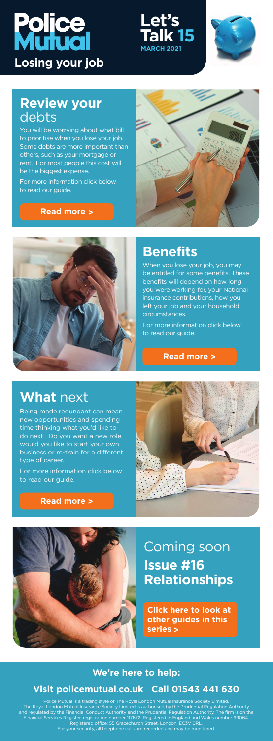# Police Mutual

## Losing your job

**Let's Talk 15**
**MARCH 2021**

## Review your debts

You will be worrying about what bill to prioritise when you lose your job. Some debts are more important than others, such as your mortgage or rent. For most people this cost will be the biggest expense.

For more information click below to read our guide.

**Read more >**

## Benefits

When you lose your job, you may be entitled for some benefits. These benefits will depend on how long you were working for, your National insurance contributions, how you left your job and your household circumstances.

For more information click below to read our guide.

**Read more >**

## What next

Being made redundant can mean new opportunities and spending time thinking what you'd like to do next. Do you want a new role, would you like to start your own business or re-train for a different type of career.

For more information click below to read our guide.

**Read more >**

## Coming soon
## Issue #16 Relationships

**Click here to look at other guides in this series >**

### We're here to help:

**Visit policemutual.co.uk Call 01543 441 630**

Police Mutual is a trading style of The Royal London Mutual Insurance Society Limited. The Royal London Mutual Insurance Society Limited is authorised by the Prudential Regulation Authority and regulated by the Financial Conduct Authority and the Prudential Regulation Authority. The firm is on the Financial Services Register, registration number 117672. Registered in England and Wales number 99064. Registered office: 55 Gracechurch Street, London, EC3V 0RL. For your security, all telephone calls are recorded and may be monitored.